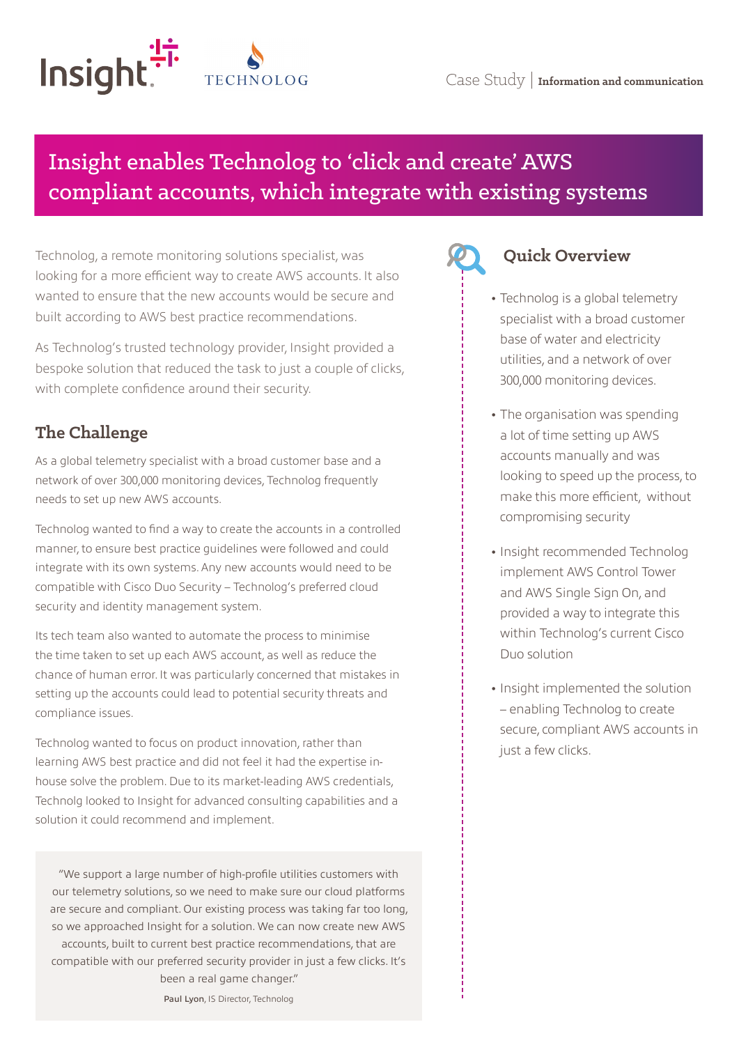Case Study | **Information and communication**

# Insight enables Technolog to 'click and create' AWS compliant accounts, which integrate with existing systems

Technolog, a remote monitoring solutions specialist, was looking for a more efficient way to create AWS accounts. It also wanted to ensure that the new accounts would be secure and built according to AWS best practice recommendations.

As Technolog's trusted technology provider, Insight provided a bespoke solution that reduced the task to just a couple of clicks, with complete confidence around their security.

## The Challenge

As a global telemetry specialist with a broad customer base and a network of over 300,000 monitoring devices, Technolog frequently needs to set up new AWS accounts.

Technolog wanted to find a way to create the accounts in a controlled manner, to ensure best practice guidelines were followed and could integrate with its own systems. Any new accounts would need to be compatible with Cisco Duo Security – Technolog's preferred cloud security and identity management system.

Its tech team also wanted to automate the process to minimise the time taken to set up each AWS account, as well as reduce the chance of human error. It was particularly concerned that mistakes in setting up the accounts could lead to potential security threats and compliance issues.

Technolog wanted to focus on product innovation, rather than learning AWS best practice and did not feel it had the expertise in-house solve the problem. Due to its market-leading AWS credentials, Technolg looked to Insight for advanced consulting capabilities and a solution it could recommend and implement.

> "We support a large number of high-profile utilities customers with our telemetry solutions, so we need to make sure our cloud platforms are secure and compliant. Our existing process was taking far too long, so we approached Insight for a solution. We can now create new AWS accounts, built to current best practice recommendations, that are compatible with our preferred security provider in just a few clicks. It's been a real game changer."
>
> **Paul Lyon**, IS Director, Technolog

## Quick Overview

- Technolog is a global telemetry specialist with a broad customer base of water and electricity utilities, and a network of over 300,000 monitoring devices.
- The organisation was spending a lot of time setting up AWS accounts manually and was looking to speed up the process, to make this more efficient, without compromising security
- Insight recommended Technolog implement AWS Control Tower and AWS Single Sign On, and provided a way to integrate this within Technolog's current Cisco Duo solution
- Insight implemented the solution – enabling Technolog to create secure, compliant AWS accounts in just a few clicks.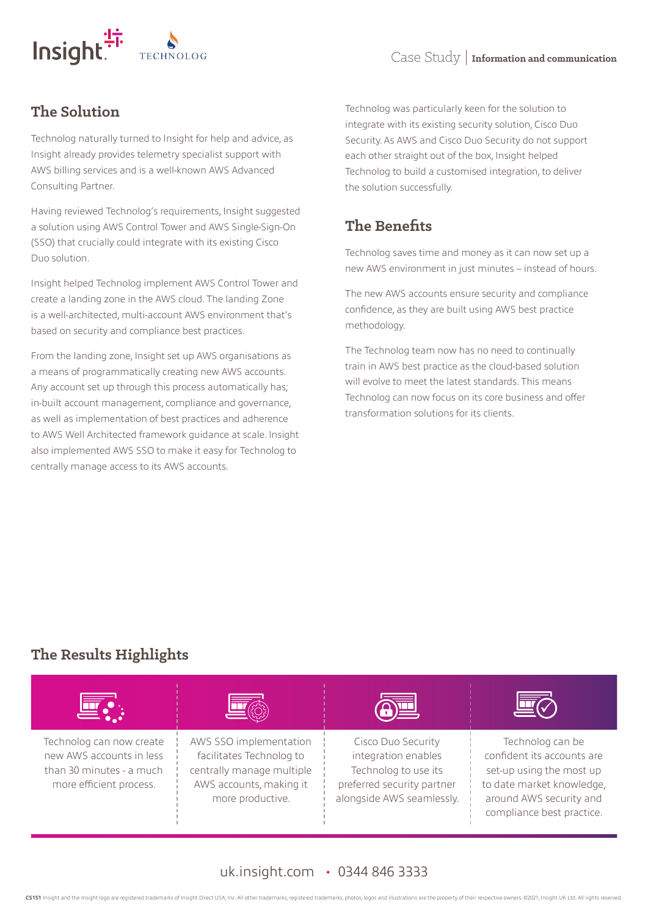## The Solution

Technolog naturally turned to Insight for help and advice, as Insight already provides telemetry specialist support with AWS billing services and is a well-known AWS Advanced Consulting Partner.

Having reviewed Technolog's requirements, Insight suggested a solution using AWS Control Tower and AWS Single-Sign-On (SSO) that crucially could integrate with its existing Cisco Duo solution.

Insight helped Technolog implement AWS Control Tower and create a landing zone in the AWS cloud. The landing Zone is a well-architected, multi-account AWS environment that's based on security and compliance best practices.

From the landing zone, Insight set up AWS organisations as a means of programmatically creating new AWS accounts. Any account set up through this process automatically has; in-built account management, compliance and governance, as well as implementation of best practices and adherence to AWS Well Architected framework guidance at scale. Insight also implemented AWS SSO to make it easy for Technolog to centrally manage access to its AWS accounts.

Technolog was particularly keen for the solution to integrate with its existing security solution, Cisco Duo Security. As AWS and Cisco Duo Security do not support each other straight out of the box, Insight helped Technolog to build a customised integration, to deliver the solution successfully.

## The Benefits

Technolog saves time and money as it can now set up a new AWS environment in just minutes – instead of hours.

The new AWS accounts ensure security and compliance confidence, as they are built using AWS best practice methodology.

The Technolog team now has no need to continually train in AWS best practice as the cloud-based solution will evolve to meet the latest standards. This means Technolog can now focus on its core business and offer transformation solutions for its clients.

## The Results Highlights

- Technolog can now create new AWS accounts in less than 30 minutes - a much more efficient process.
- AWS SSO implementation facilitates Technolog to centrally manage multiple AWS accounts, making it more productive.
- Cisco Duo Security integration enables Technolog to use its preferred security partner alongside AWS seamlessly.
- Technolog can be confident its accounts are set-up using the most up to date market knowledge, around AWS security and compliance best practice.

uk.insight.com • 0344 846 3333

CS151 Insight and the Insight logo are registered trademarks of Insight Direct USA, Inc. All other trademarks, registered trademarks, photos, logos and illustrations are the property of their respective owners. ©2021, Insight UK Ltd. All rights reserved.